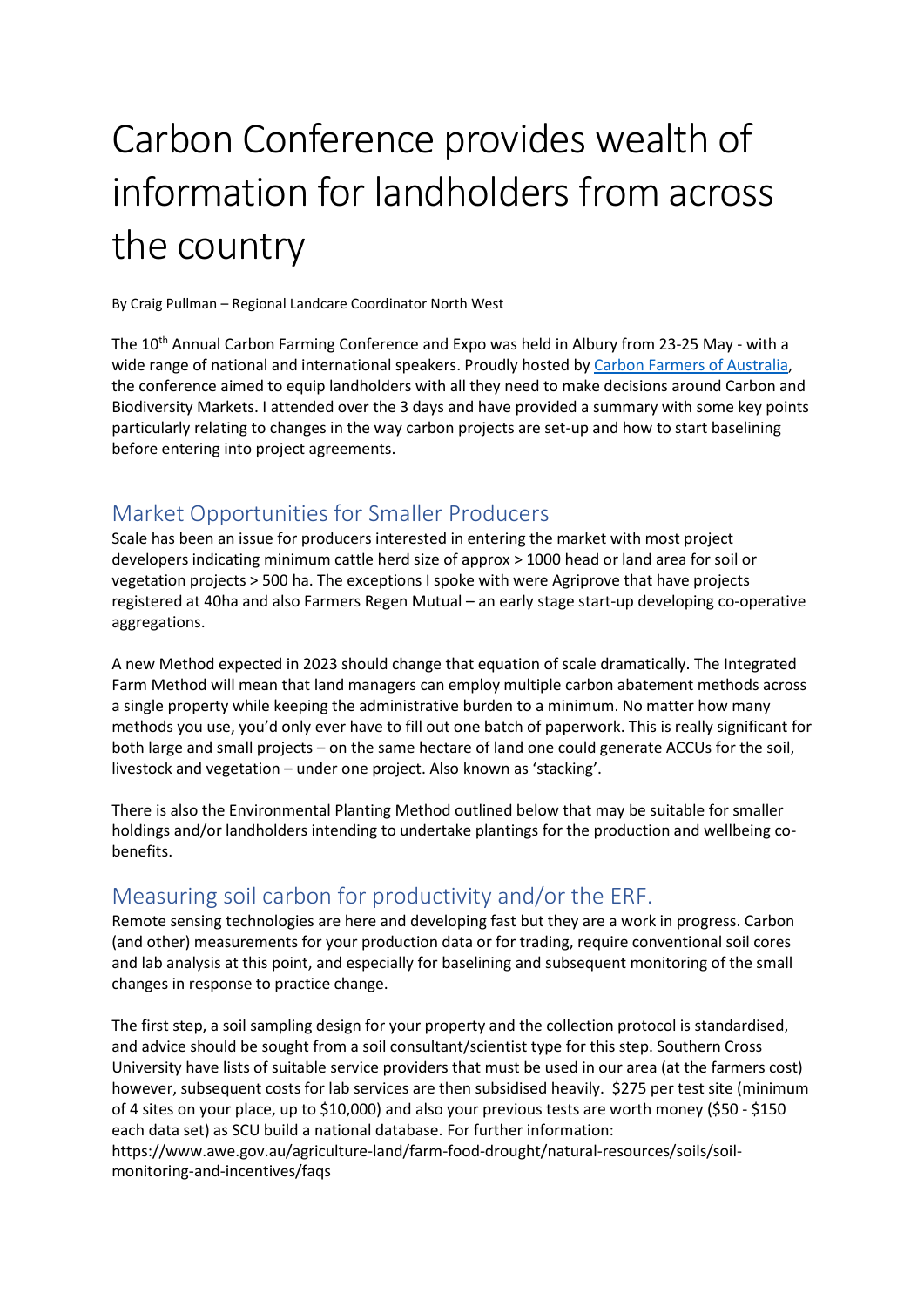# Carbon Conference provides wealth of information for landholders from across the country

By Craig Pullman – Regional Landcare Coordinator North West

The 10th Annual Carbon Farming Conference and Expo was held in Albury from 23-25 May - with a wide range of national and international speakers. Proudly hosted by [Carbon Farmers of Australia](), the conference aimed to equip landholders with all they need to make decisions around Carbon and Biodiversity Markets. I attended over the 3 days and have provided a summary with some key points particularly relating to changes in the way carbon projects are set-up and how to start baselining before entering into project agreements.

## Market Opportunities for Smaller Producers

Scale has been an issue for producers interested in entering the market with most project developers indicating minimum cattle herd size of approx > 1000 head or land area for soil or vegetation projects > 500 ha. The exceptions I spoke with were Agriprove that have projects registered at 40ha and also Farmers Regen Mutual – an early stage start-up developing co-operative aggregations.

A new Method expected in 2023 should change that equation of scale dramatically. The Integrated Farm Method will mean that land managers can employ multiple carbon abatement methods across a single property while keeping the administrative burden to a minimum. No matter how many methods you use, you'd only ever have to fill out one batch of paperwork. This is really significant for both large and small projects – on the same hectare of land one could generate ACCUs for the soil, livestock and vegetation – under one project. Also known as 'stacking'.

There is also the Environmental Planting Method outlined below that may be suitable for smaller holdings and/or landholders intending to undertake plantings for the production and wellbeing co-benefits.

## Measuring soil carbon for productivity and/or the ERF.

Remote sensing technologies are here and developing fast but they are a work in progress. Carbon (and other) measurements for your production data or for trading, require conventional soil cores and lab analysis at this point, and especially for baselining and subsequent monitoring of the small changes in response to practice change.

The first step, a soil sampling design for your property and the collection protocol is standardised, and advice should be sought from a soil consultant/scientist type for this step. Southern Cross University have lists of suitable service providers that must be used in our area (at the farmers cost) however, subsequent costs for lab services are then subsidised heavily. $275 per test site (minimum of 4 sites on your place, up to $10,000) and also your previous tests are worth money ($50 - $150 each data set) as SCU build a national database. For further information:
https://www.awe.gov.au/agriculture-land/farm-food-drought/natural-resources/soils/soil-monitoring-and-incentives/faqs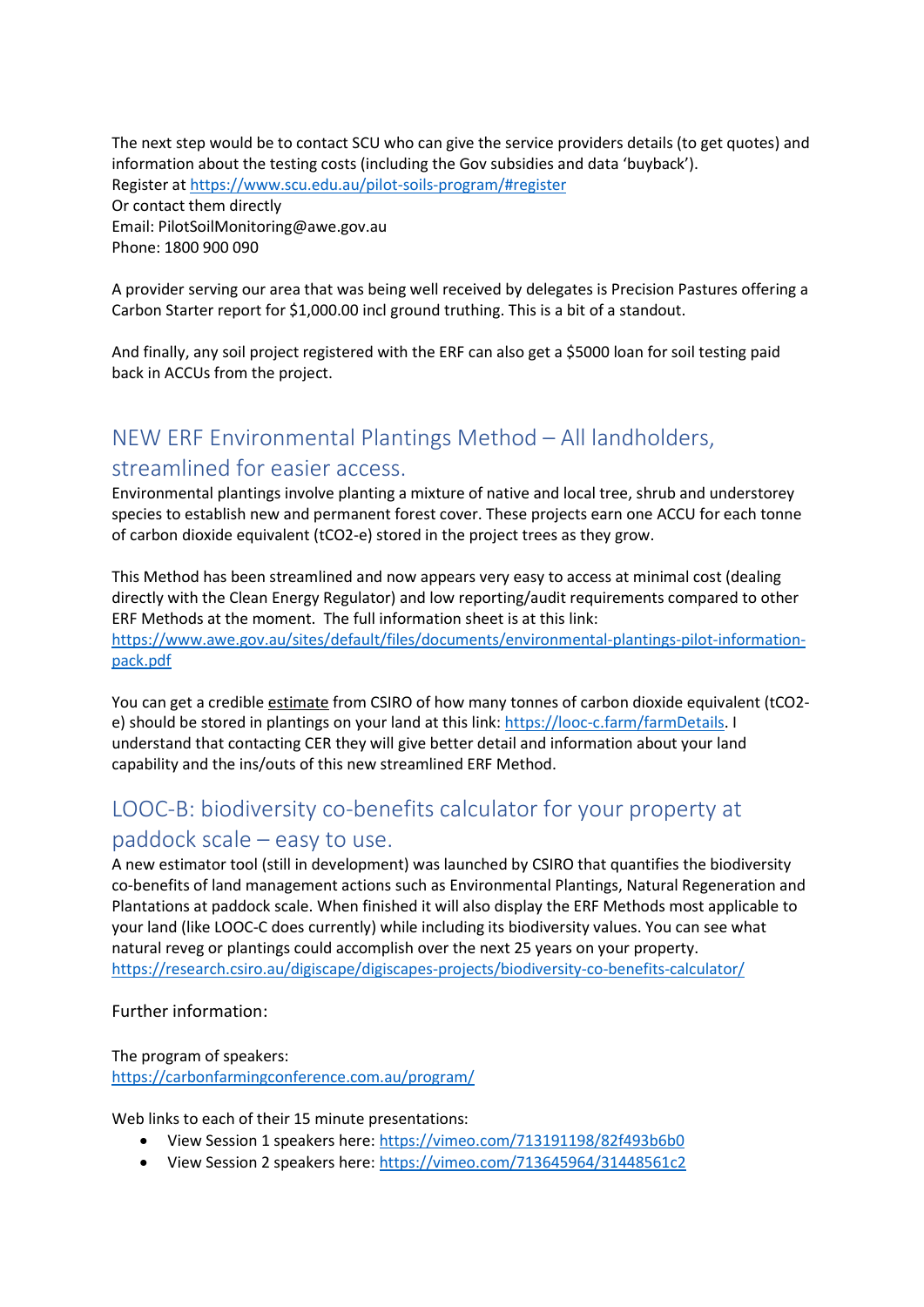The next step would be to contact SCU who can give the service providers details (to get quotes) and information about the testing costs (including the Gov subsidies and data 'buyback').
Register at https://www.scu.edu.au/pilot-soils-program/#register
Or contact them directly
Email: PilotSoilMonitoring@awe.gov.au
Phone: 1800 900 090

A provider serving our area that was being well received by delegates is Precision Pastures offering a Carbon Starter report for $1,000.00 incl ground truthing. This is a bit of a standout.

And finally, any soil project registered with the ERF can also get a $5000 loan for soil testing paid back in ACCUs from the project.

## NEW ERF Environmental Plantings Method – All landholders, streamlined for easier access.

Environmental plantings involve planting a mixture of native and local tree, shrub and understorey species to establish new and permanent forest cover. These projects earn one ACCU for each tonne of carbon dioxide equivalent (tCO2-e) stored in the project trees as they grow.

This Method has been streamlined and now appears very easy to access at minimal cost (dealing directly with the Clean Energy Regulator) and low reporting/audit requirements compared to other ERF Methods at the moment. The full information sheet is at this link:
https://www.awe.gov.au/sites/default/files/documents/environmental-plantings-pilot-information-pack.pdf

You can get a credible estimate from CSIRO of how many tonnes of carbon dioxide equivalent (tCO2-e) should be stored in plantings on your land at this link: https://looc-c.farm/farmDetails. I understand that contacting CER they will give better detail and information about your land capability and the ins/outs of this new streamlined ERF Method.

## LOOC-B: biodiversity co-benefits calculator for your property at paddock scale – easy to use.

A new estimator tool (still in development) was launched by CSIRO that quantifies the biodiversity co-benefits of land management actions such as Environmental Plantings, Natural Regeneration and Plantations at paddock scale. When finished it will also display the ERF Methods most applicable to your land (like LOOC-C does currently) while including its biodiversity values. You can see what natural reveg or plantings could accomplish over the next 25 years on your property.
https://research.csiro.au/digiscape/digiscapes-projects/biodiversity-co-benefits-calculator/

Further information:

The program of speakers:
https://carbonfarmingconference.com.au/program/

Web links to each of their 15 minute presentations:

- View Session 1 speakers here: https://vimeo.com/713191198/82f493b6b0
- View Session 2 speakers here: https://vimeo.com/713645964/31448561c2